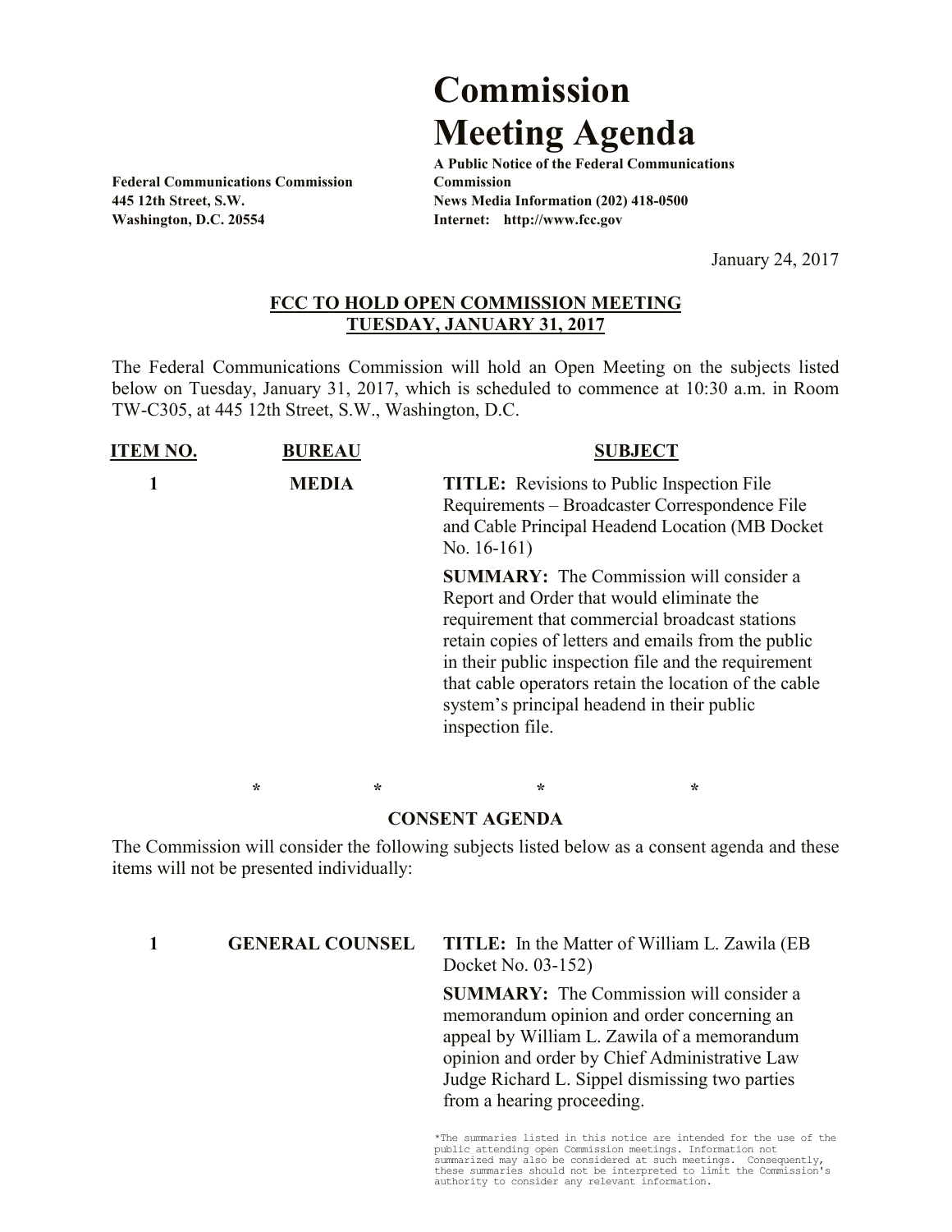# Commission Meeting Agenda

**A Public Notice of the Federal Communications Commission**
**News Media Information (202) 418-0500**
**Internet: http://www.fcc.gov**

**Federal Communications Commission**
**445 12th Street, S.W.**
**Washington, D.C. 20554**

January 24, 2017

## FCC TO HOLD OPEN COMMISSION MEETING TUESDAY, JANUARY 31, 2017

The Federal Communications Commission will hold an Open Meeting on the subjects listed below on Tuesday, January 31, 2017, which is scheduled to commence at 10:30 a.m. in Room TW-C305, at 445 12th Street, S.W., Washington, D.C.

| ITEM NO. | BUREAU | SUBJECT |
|---|---|---|
| 1 | MEDIA | **TITLE:** Revisions to Public Inspection File Requirements – Broadcaster Correspondence File and Cable Principal Headend Location (MB Docket No. 16-161)<br><br>**SUMMARY:** The Commission will consider a Report and Order that would eliminate the requirement that commercial broadcast stations retain copies of letters and emails from the public in their public inspection file and the requirement that cable operators retain the location of the cable system's principal headend in their public inspection file. |

\*　　　\*　　　\*　　　\*

### CONSENT AGENDA

The Commission will consider the following subjects listed below as a consent agenda and these items will not be presented individually:

| ITEM NO. | BUREAU | SUBJECT |
|---|---|---|
| 1 | GENERAL COUNSEL | **TITLE:** In the Matter of William L. Zawila (EB Docket No. 03-152)<br><br>**SUMMARY:** The Commission will consider a memorandum opinion and order concerning an appeal by William L. Zawila of a memorandum opinion and order by Chief Administrative Law Judge Richard L. Sippel dismissing two parties from a hearing proceeding. |

*The summaries listed in this notice are intended for the use of the public attending open Commission meetings. Information not summarized may also be considered at such meetings. Consequently, these summaries should not be interpreted to limit the Commission's authority to consider any relevant information.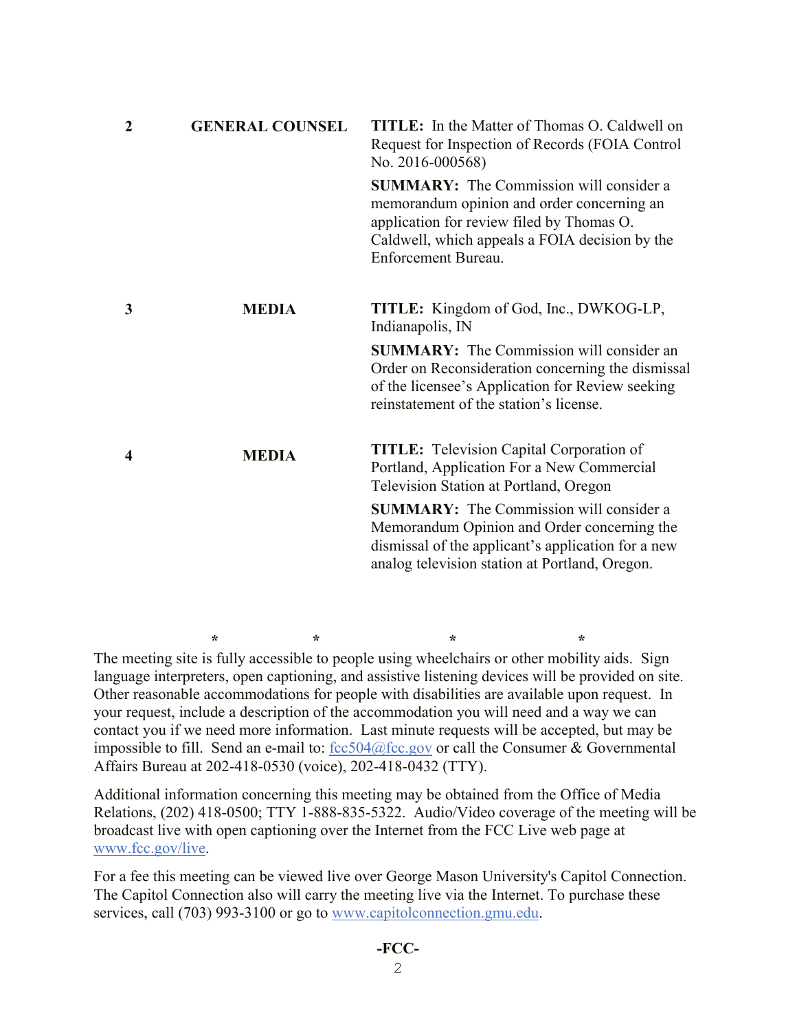| | | |
|---|---|---|
| 2 | **GENERAL COUNSEL** | **TITLE:** In the Matter of Thomas O. Caldwell on Request for Inspection of Records (FOIA Control No. 2016-000568)<br><br>**SUMMARY:** The Commission will consider a memorandum opinion and order concerning an application for review filed by Thomas O. Caldwell, which appeals a FOIA decision by the Enforcement Bureau. |
| 3 | **MEDIA** | **TITLE:** Kingdom of God, Inc., DWKOG-LP, Indianapolis, IN<br><br>**SUMMARY:** The Commission will consider an Order on Reconsideration concerning the dismissal of the licensee's Application for Review seeking reinstatement of the station's license. |
| 4 | **MEDIA** | **TITLE:** Television Capital Corporation of Portland, Application For a New Commercial Television Station at Portland, Oregon<br><br>**SUMMARY:** The Commission will consider a Memorandum Opinion and Order concerning the dismissal of the applicant's application for a new analog television station at Portland, Oregon. |

\* \* \* \*

The meeting site is fully accessible to people using wheelchairs or other mobility aids. Sign language interpreters, open captioning, and assistive listening devices will be provided on site. Other reasonable accommodations for people with disabilities are available upon request. In your request, include a description of the accommodation you will need and a way we can contact you if we need more information. Last minute requests will be accepted, but may be impossible to fill. Send an e-mail to: fcc504@fcc.gov or call the Consumer & Governmental Affairs Bureau at 202-418-0530 (voice), 202-418-0432 (TTY).

Additional information concerning this meeting may be obtained from the Office of Media Relations, (202) 418-0500; TTY 1-888-835-5322. Audio/Video coverage of the meeting will be broadcast live with open captioning over the Internet from the FCC Live web page at www.fcc.gov/live.

For a fee this meeting can be viewed live over George Mason University's Capitol Connection. The Capitol Connection also will carry the meeting live via the Internet. To purchase these services, call (703) 993-3100 or go to www.capitolconnection.gmu.edu.

**-FCC-**